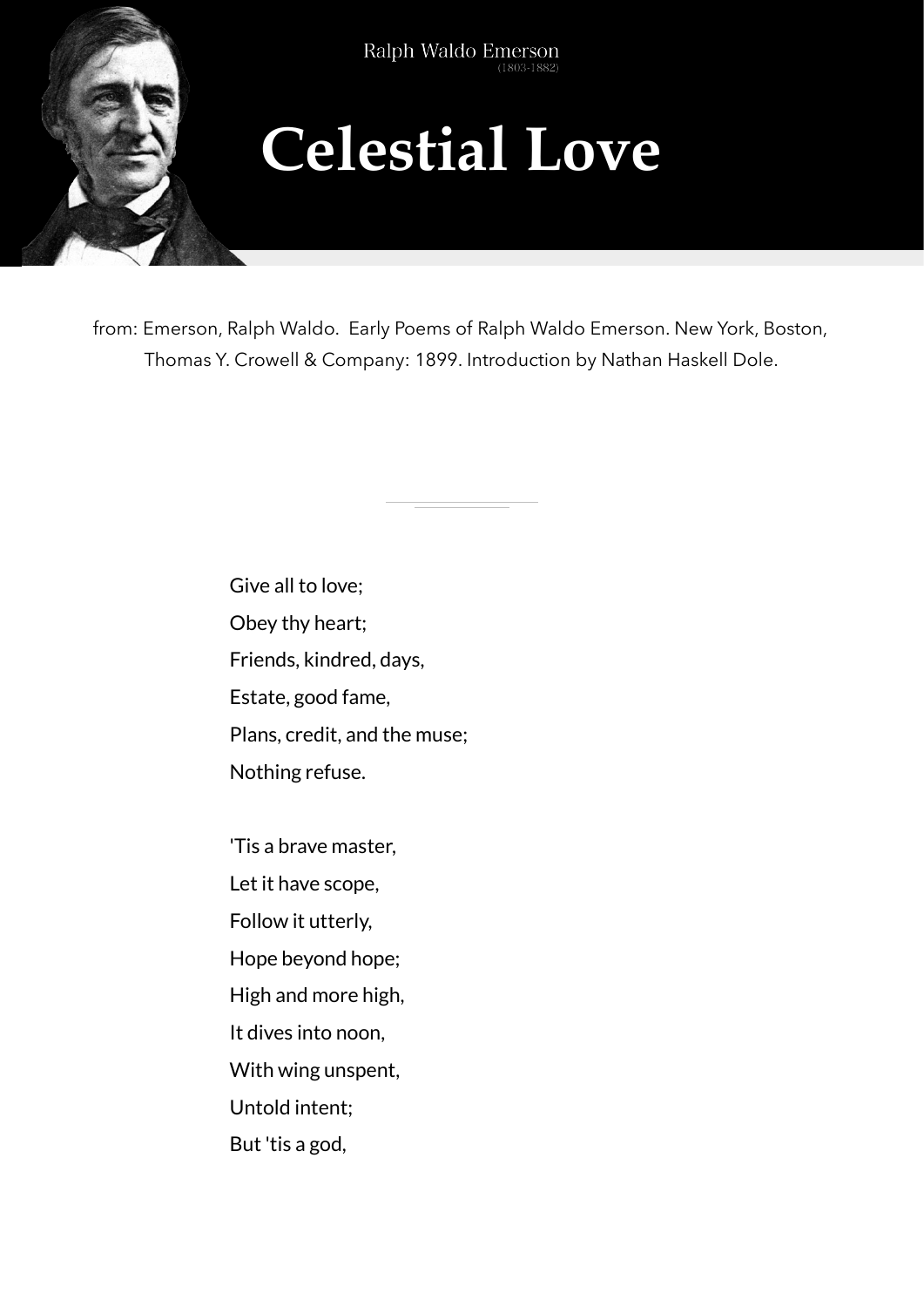Ralph Waldo Emerson
(1803-1882)

# Celestial Love

from: Emerson, Ralph Waldo. Early Poems of Ralph Waldo Emerson. New York, Boston, Thomas Y. Crowell & Company: 1899. Introduction by Nathan Haskell Dole.

Give all to love;
Obey thy heart;
Friends, kindred, days,
Estate, good fame,
Plans, credit, and the muse;
Nothing refuse.

'Tis a brave master,
Let it have scope,
Follow it utterly,
Hope beyond hope;
High and more high,
It dives into noon,
With wing unspent,
Untold intent;
But 'tis a god,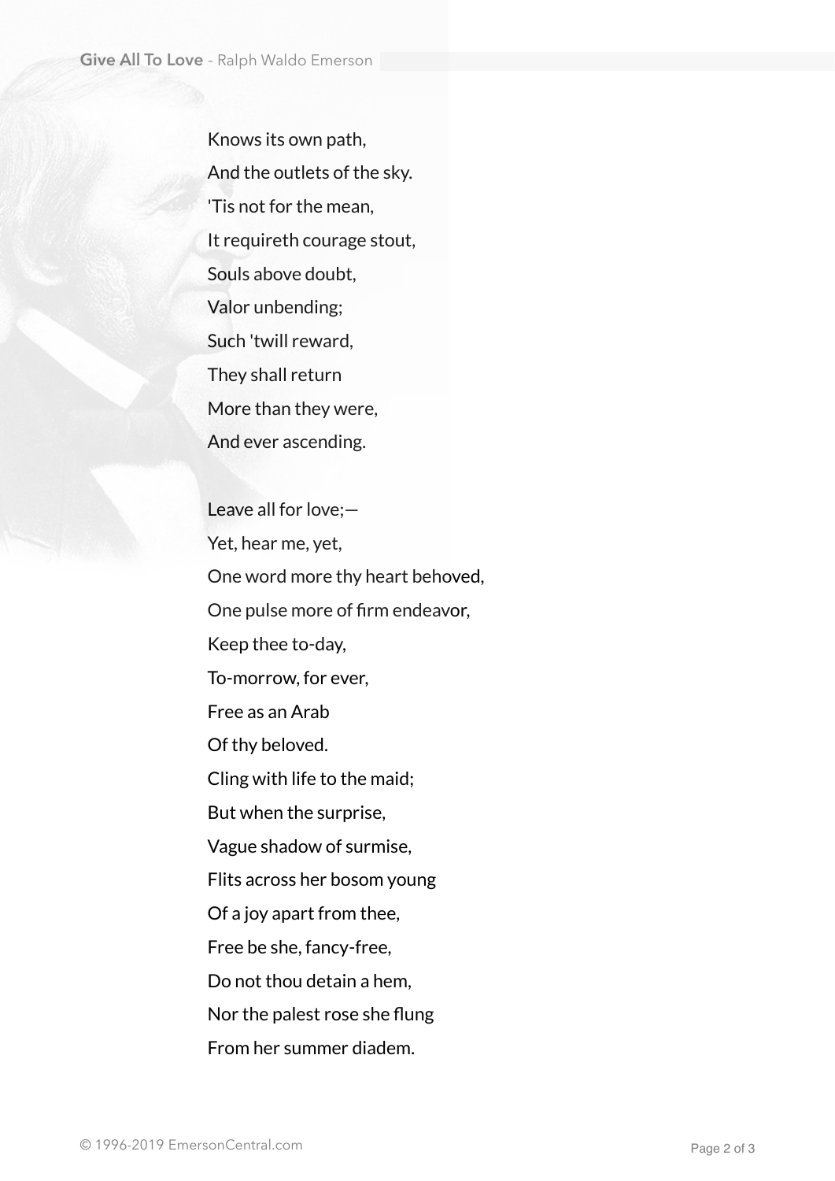Knows its own path,  
And the outlets of the sky.  
'Tis not for the mean,  
It requireth courage stout,  
Souls above doubt,  
Valor unbending;  
Such 'twill reward,  
They shall return  
More than they were,  
And ever ascending.

Leave all for love;—  
Yet, hear me, yet,  
One word more thy heart behoved,  
One pulse more of firm endeavor,  
Keep thee to-day,  
To-morrow, for ever,  
Free as an Arab  
Of thy beloved.  
Cling with life to the maid;  
But when the surprise,  
Vague shadow of surmise,  
Flits across her bosom young  
Of a joy apart from thee,  
Free be she, fancy-free,  
Do not thou detain a hem,  
Nor the palest rose she flung  
From her summer diadem.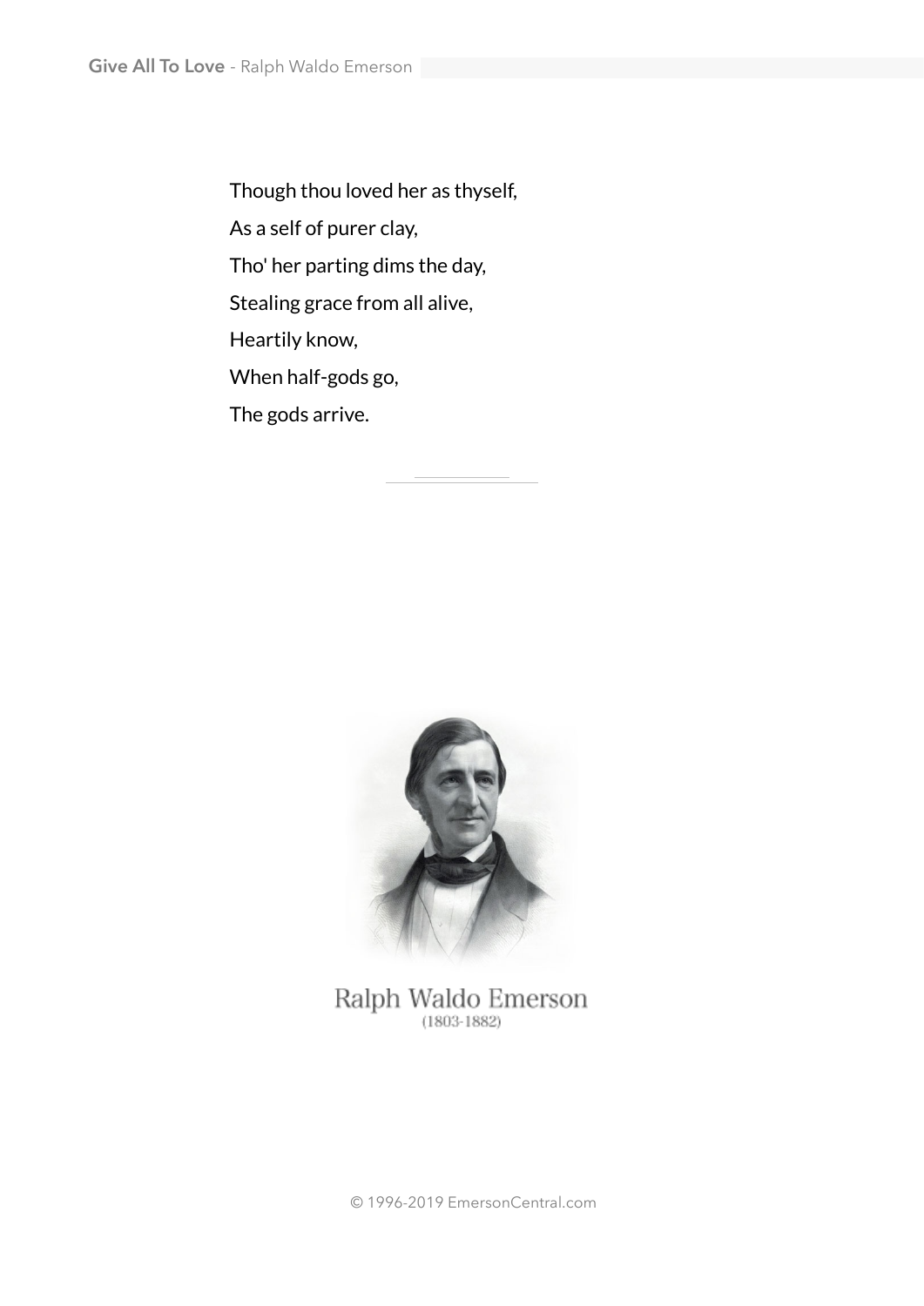Though thou loved her as thyself,
As a self of purer clay,
Tho' her parting dims the day,
Stealing grace from all alive,
Heartily know,
When half-gods go,
The gods arrive.

Ralph Waldo Emerson
(1803-1882)

© 1996-2019 EmersonCentral.com